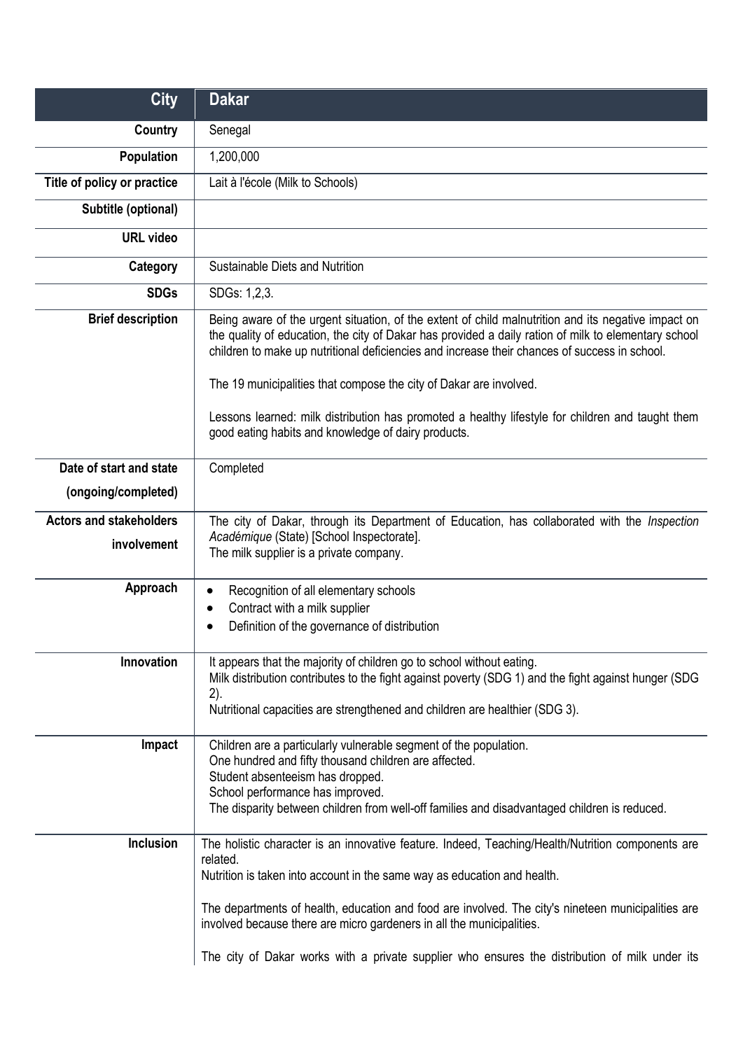| City | Dakar |
|---|---|
| **Country** | Senegal |
| **Population** | 1,200,000 |
| **Title of policy or practice** | Lait à l'école (Milk to Schools) |
| **Subtitle (optional)** | |
| **URL video** | |
| **Category** | Sustainable Diets and Nutrition |
| **SDGs** | SDGs: 1,2,3. |
| **Brief description** | Being aware of the urgent situation, of the extent of child malnutrition and its negative impact on the quality of education, the city of Dakar has provided a daily ration of milk to elementary school children to make up nutritional deficiencies and increase their chances of success in school.<br><br>The 19 municipalities that compose the city of Dakar are involved.<br><br>Lessons learned: milk distribution has promoted a healthy lifestyle for children and taught them good eating habits and knowledge of dairy products. |
| **Date of start and state (ongoing/completed)** | Completed |
| **Actors and stakeholders involvement** | The city of Dakar, through its Department of Education, has collaborated with the *Inspection Académique* (State) [School Inspectorate].<br>The milk supplier is a private company. |
| **Approach** | • Recognition of all elementary schools<br>• Contract with a milk supplier<br>• Definition of the governance of distribution |
| **Innovation** | It appears that the majority of children go to school without eating.<br>Milk distribution contributes to the fight against poverty (SDG 1) and the fight against hunger (SDG 2).<br>Nutritional capacities are strengthened and children are healthier (SDG 3). |
| **Impact** | Children are a particularly vulnerable segment of the population.<br>One hundred and fifty thousand children are affected.<br>Student absenteeism has dropped.<br>School performance has improved.<br>The disparity between children from well-off families and disadvantaged children is reduced. |
| **Inclusion** | The holistic character is an innovative feature. Indeed, Teaching/Health/Nutrition components are related.<br>Nutrition is taken into account in the same way as education and health.<br><br>The departments of health, education and food are involved. The city's nineteen municipalities are involved because there are micro gardeners in all the municipalities.<br><br>The city of Dakar works with a private supplier who ensures the distribution of milk under its |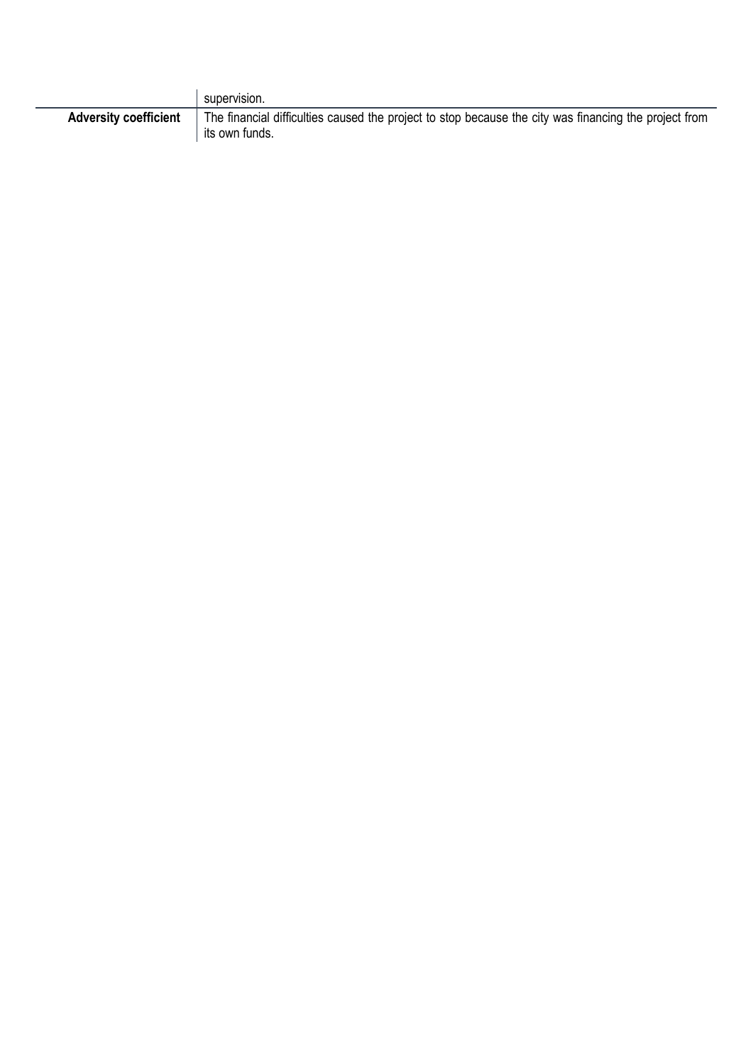| | |
|---|---|
| | supervision. |
| **Adversity coefficient** | The financial difficulties caused the project to stop because the city was financing the project from its own funds. |